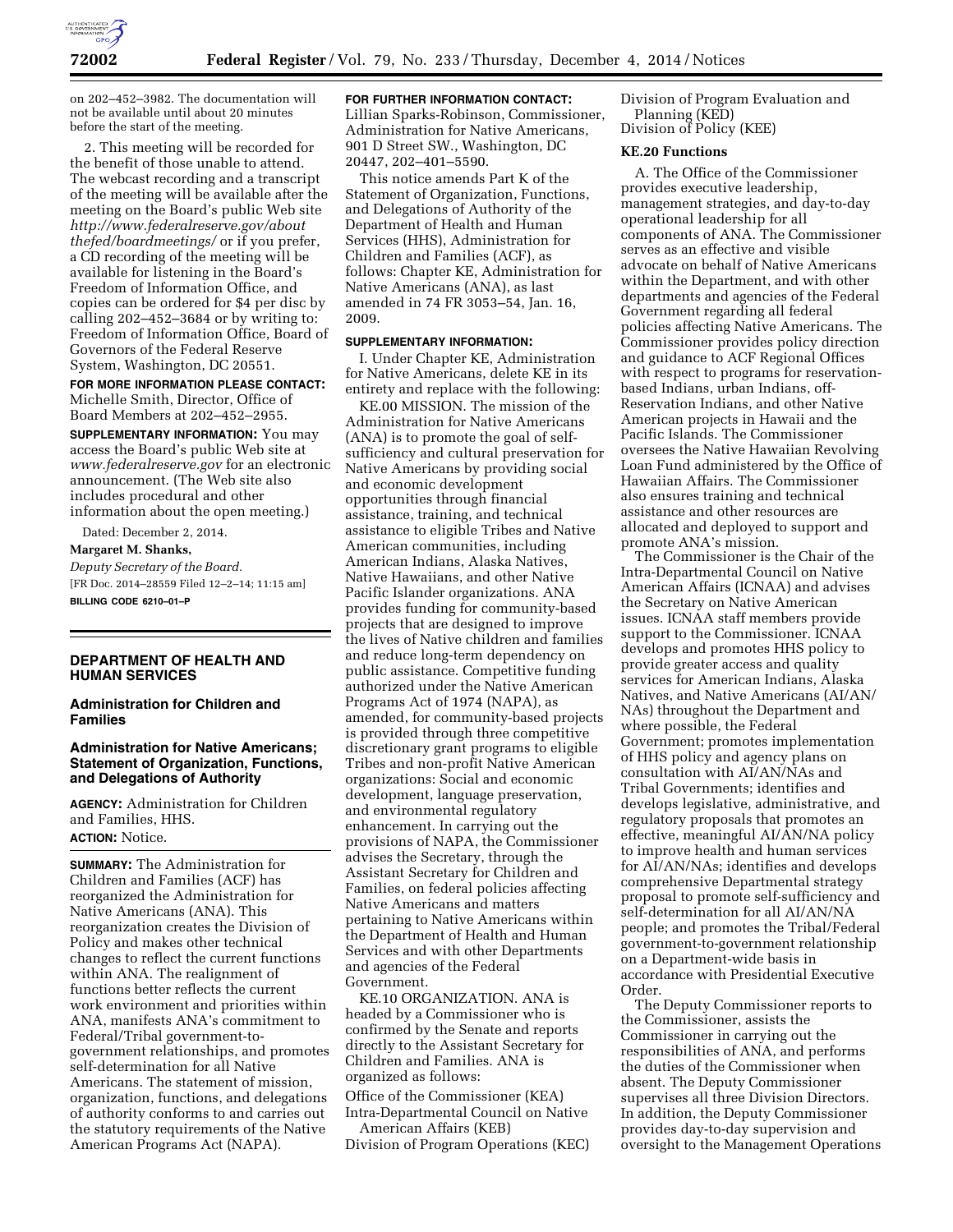on 202–452–3982. The documentation will not be available until about 20 minutes before the start of the meeting.

2. This meeting will be recorded for the benefit of those unable to attend. The webcast recording and a transcript of the meeting will be available after the meeting on the Board's public Web site *http://www.federalreserve.gov/aboutthefed/boardmeetings/* or if you prefer, a CD recording of the meeting will be available for listening in the Board's Freedom of Information Office, and copies can be ordered for $4 per disc by calling 202–452–3684 or by writing to: Freedom of Information Office, Board of Governors of the Federal Reserve System, Washington, DC 20551.

**FOR MORE INFORMATION PLEASE CONTACT:** Michelle Smith, Director, Office of Board Members at 202–452–2955.

**SUPPLEMENTARY INFORMATION:** You may access the Board's public Web site at *www.federalreserve.gov* for an electronic announcement. (The Web site also includes procedural and other information about the open meeting.)

Dated: December 2, 2014.

**Margaret M. Shanks,**

*Deputy Secretary of the Board.*

[FR Doc. 2014–28559 Filed 12–2–14; 11:15 am]

**BILLING CODE 6210–01–P**

## DEPARTMENT OF HEALTH AND HUMAN SERVICES

### Administration for Children and Families

### Administration for Native Americans; Statement of Organization, Functions, and Delegations of Authority

**AGENCY:** Administration for Children and Families, HHS.

**ACTION:** Notice.

**SUMMARY:** The Administration for Children and Families (ACF) has reorganized the Administration for Native Americans (ANA). This reorganization creates the Division of Policy and makes other technical changes to reflect the current functions within ANA. The realignment of functions better reflects the current work environment and priorities within ANA, manifests ANA's commitment to Federal/Tribal government-to-government relationships, and promotes self-determination for all Native Americans. The statement of mission, organization, functions, and delegations of authority conforms to and carries out the statutory requirements of the Native American Programs Act (NAPA).

**FOR FURTHER INFORMATION CONTACT:** Lillian Sparks-Robinson, Commissioner, Administration for Native Americans, 901 D Street SW., Washington, DC 20447, 202–401–5590.

This notice amends Part K of the Statement of Organization, Functions, and Delegations of Authority of the Department of Health and Human Services (HHS), Administration for Children and Families (ACF), as follows: Chapter KE, Administration for Native Americans (ANA), as last amended in 74 FR 3053–54, Jan. 16, 2009.

**SUPPLEMENTARY INFORMATION:**

I. Under Chapter KE, Administration for Native Americans, delete KE in its entirety and replace with the following:

KE.00 MISSION. The mission of the Administration for Native Americans (ANA) is to promote the goal of self-sufficiency and cultural preservation for Native Americans by providing social and economic development opportunities through financial assistance, training, and technical assistance to eligible Tribes and Native American communities, including American Indians, Alaska Natives, Native Hawaiians, and other Native Pacific Islander organizations. ANA provides funding for community-based projects that are designed to improve the lives of Native children and families and reduce long-term dependency on public assistance. Competitive funding authorized under the Native American Programs Act of 1974 (NAPA), as amended, for community-based projects is provided through three competitive discretionary grant programs to eligible Tribes and non-profit Native American organizations: Social and economic development, language preservation, and environmental regulatory enhancement. In carrying out the provisions of NAPA, the Commissioner advises the Secretary, through the Assistant Secretary for Children and Families, on federal policies affecting Native Americans and matters pertaining to Native Americans within the Department of Health and Human Services and with other Departments and agencies of the Federal Government.

KE.10 ORGANIZATION. ANA is headed by a Commissioner who is confirmed by the Senate and reports directly to the Assistant Secretary for Children and Families. ANA is organized as follows:

Office of the Commissioner (KEA)
Intra-Departmental Council on Native American Affairs (KEB)
Division of Program Operations (KEC)
Division of Program Evaluation and Planning (KED)
Division of Policy (KEE)

**KE.20 Functions**

A. The Office of the Commissioner provides executive leadership, management strategies, and day-to-day operational leadership for all components of ANA. The Commissioner serves as an effective and visible advocate on behalf of Native Americans within the Department, and with other departments and agencies of the Federal Government regarding all federal policies affecting Native Americans. The Commissioner provides policy direction and guidance to ACF Regional Offices with respect to programs for reservation-based Indians, urban Indians, off-Reservation Indians, and other Native American projects in Hawaii and the Pacific Islands. The Commissioner oversees the Native Hawaiian Revolving Loan Fund administered by the Office of Hawaiian Affairs. The Commissioner also ensures training and technical assistance and other resources are allocated and deployed to support and promote ANA's mission.

The Commissioner is the Chair of the Intra-Departmental Council on Native American Affairs (ICNAA) and advises the Secretary on Native American issues. ICNAA staff members provide support to the Commissioner. ICNAA develops and promotes HHS policy to provide greater access and quality services for American Indians, Alaska Natives, and Native Americans (AI/AN/NAs) throughout the Department and where possible, the Federal Government; promotes implementation of HHS policy and agency plans on consultation with AI/AN/NAs and Tribal Governments; identifies and develops legislative, administrative, and regulatory proposals that promotes an effective, meaningful AI/AN/NA policy to improve health and human services for AI/AN/NAs; identifies and develops comprehensive Departmental strategy proposal to promote self-sufficiency and self-determination for all AI/AN/NA people; and promotes the Tribal/Federal government-to-government relationship on a Department-wide basis in accordance with Presidential Executive Order.

The Deputy Commissioner reports to the Commissioner, assists the Commissioner in carrying out the responsibilities of ANA, and performs the duties of the Commissioner when absent. The Deputy Commissioner supervises all three Division Directors. In addition, the Deputy Commissioner provides day-to-day supervision and oversight to the Management Operations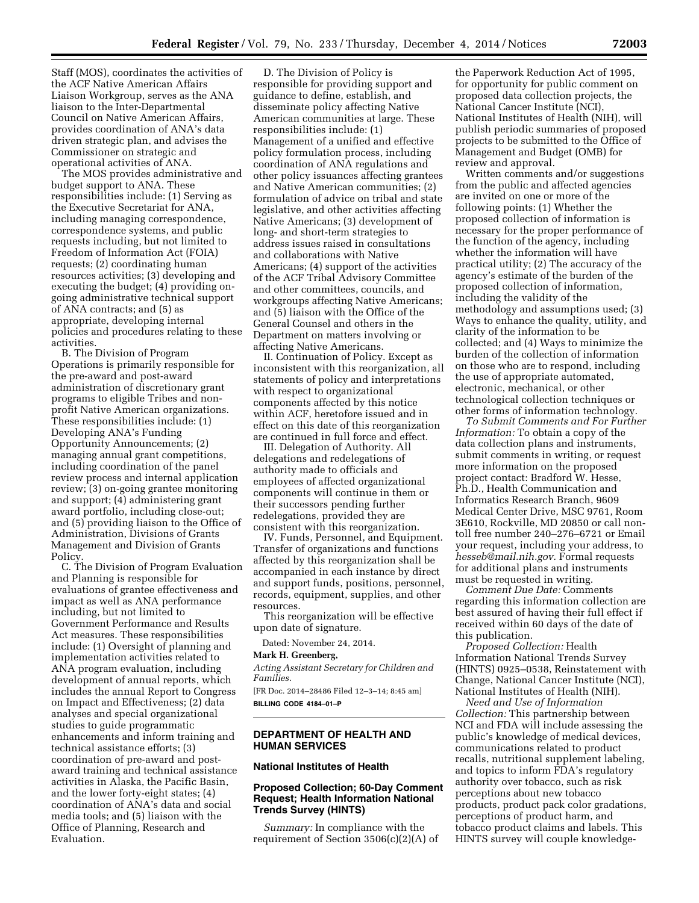Staff (MOS), coordinates the activities of the ACF Native American Affairs Liaison Workgroup, serves as the ANA liaison to the Inter-Departmental Council on Native American Affairs, provides coordination of ANA's data driven strategic plan, and advises the Commissioner on strategic and operational activities of ANA.

The MOS provides administrative and budget support to ANA. These responsibilities include: (1) Serving as the Executive Secretariat for ANA, including managing correspondence, correspondence systems, and public requests including, but not limited to Freedom of Information Act (FOIA) requests; (2) coordinating human resources activities; (3) developing and executing the budget; (4) providing on-going administrative technical support of ANA contracts; and (5) as appropriate, developing internal policies and procedures relating to these activities.

B. The Division of Program Operations is primarily responsible for the pre-award and post-award administration of discretionary grant programs to eligible Tribes and non-profit Native American organizations. These responsibilities include: (1) Developing ANA's Funding Opportunity Announcements; (2) managing annual grant competitions, including coordination of the panel review process and internal application review; (3) on-going grantee monitoring and support; (4) administering grant award portfolio, including close-out; and (5) providing liaison to the Office of Administration, Divisions of Grants Management and Division of Grants Policy.

C. The Division of Program Evaluation and Planning is responsible for evaluations of grantee effectiveness and impact as well as ANA performance including, but not limited to Government Performance and Results Act measures. These responsibilities include: (1) Oversight of planning and implementation activities related to ANA program evaluation, including development of annual reports, which includes the annual Report to Congress on Impact and Effectiveness; (2) data analyses and special organizational studies to guide programmatic enhancements and inform training and technical assistance efforts; (3) coordination of pre-award and post-award training and technical assistance activities in Alaska, the Pacific Basin, and the lower forty-eight states; (4) coordination of ANA's data and social media tools; and (5) liaison with the Office of Planning, Research and Evaluation.

D. The Division of Policy is responsible for providing support and guidance to define, establish, and disseminate policy affecting Native American communities at large. These responsibilities include: (1) Management of a unified and effective policy formulation process, including coordination of ANA regulations and other policy issuances affecting grantees and Native American communities; (2) formulation of advice on tribal and state legislative, and other activities affecting Native Americans; (3) development of long- and short-term strategies to address issues raised in consultations and collaborations with Native Americans; (4) support of the activities of the ACF Tribal Advisory Committee and other committees, councils, and workgroups affecting Native Americans; and (5) liaison with the Office of the General Counsel and others in the Department on matters involving or affecting Native Americans.

II. Continuation of Policy. Except as inconsistent with this reorganization, all statements of policy and interpretations with respect to organizational components affected by this notice within ACF, heretofore issued and in effect on this date of this reorganization are continued in full force and effect.

III. Delegation of Authority. All delegations and redelegations of authority made to officials and employees of affected organizational components will continue in them or their successors pending further redelegations, provided they are consistent with this reorganization.

IV. Funds, Personnel, and Equipment. Transfer of organizations and functions affected by this reorganization shall be accompanied in each instance by direct and support funds, positions, personnel, records, equipment, supplies, and other resources.

This reorganization will be effective upon date of signature.

Dated: November 24, 2014.

**Mark H. Greenberg,**

*Acting Assistant Secretary for Children and Families.*

[FR Doc. 2014–28486 Filed 12–3–14; 8:45 am]

**BILLING CODE 4184–01–P**

---

## DEPARTMENT OF HEALTH AND HUMAN SERVICES

### National Institutes of Health

### Proposed Collection; 60-Day Comment Request; Health Information National Trends Survey (HINTS)

*Summary:* In compliance with the requirement of Section 3506(c)(2)(A) of the Paperwork Reduction Act of 1995, for opportunity for public comment on proposed data collection projects, the National Cancer Institute (NCI), National Institutes of Health (NIH), will publish periodic summaries of proposed projects to be submitted to the Office of Management and Budget (OMB) for review and approval.

Written comments and/or suggestions from the public and affected agencies are invited on one or more of the following points: (1) Whether the proposed collection of information is necessary for the proper performance of the function of the agency, including whether the information will have practical utility; (2) The accuracy of the agency's estimate of the burden of the proposed collection of information, including the validity of the methodology and assumptions used; (3) Ways to enhance the quality, utility, and clarity of the information to be collected; and (4) Ways to minimize the burden of the collection of information on those who are to respond, including the use of appropriate automated, electronic, mechanical, or other technological collection techniques or other forms of information technology.

*To Submit Comments and For Further Information:* To obtain a copy of the data collection plans and instruments, submit comments in writing, or request more information on the proposed project contact: Bradford W. Hesse, Ph.D., Health Communication and Informatics Research Branch, 9609 Medical Center Drive, MSC 9761, Room 3E610, Rockville, MD 20850 or call non-toll free number 240–276–6721 or Email your request, including your address, to *hesseb@mail.nih.gov*. Formal requests for additional plans and instruments must be requested in writing.

*Comment Due Date:* Comments regarding this information collection are best assured of having their full effect if received within 60 days of the date of this publication.

*Proposed Collection:* Health Information National Trends Survey (HINTS) 0925–0538, Reinstatement with Change, National Cancer Institute (NCI), National Institutes of Health (NIH).

*Need and Use of Information Collection:* This partnership between NCI and FDA will include assessing the public's knowledge of medical devices, communications related to product recalls, nutritional supplement labeling, and topics to inform FDA's regulatory authority over tobacco, such as risk perceptions about new tobacco products, product pack color gradations, perceptions of product harm, and tobacco product claims and labels. This HINTS survey will couple knowledge-